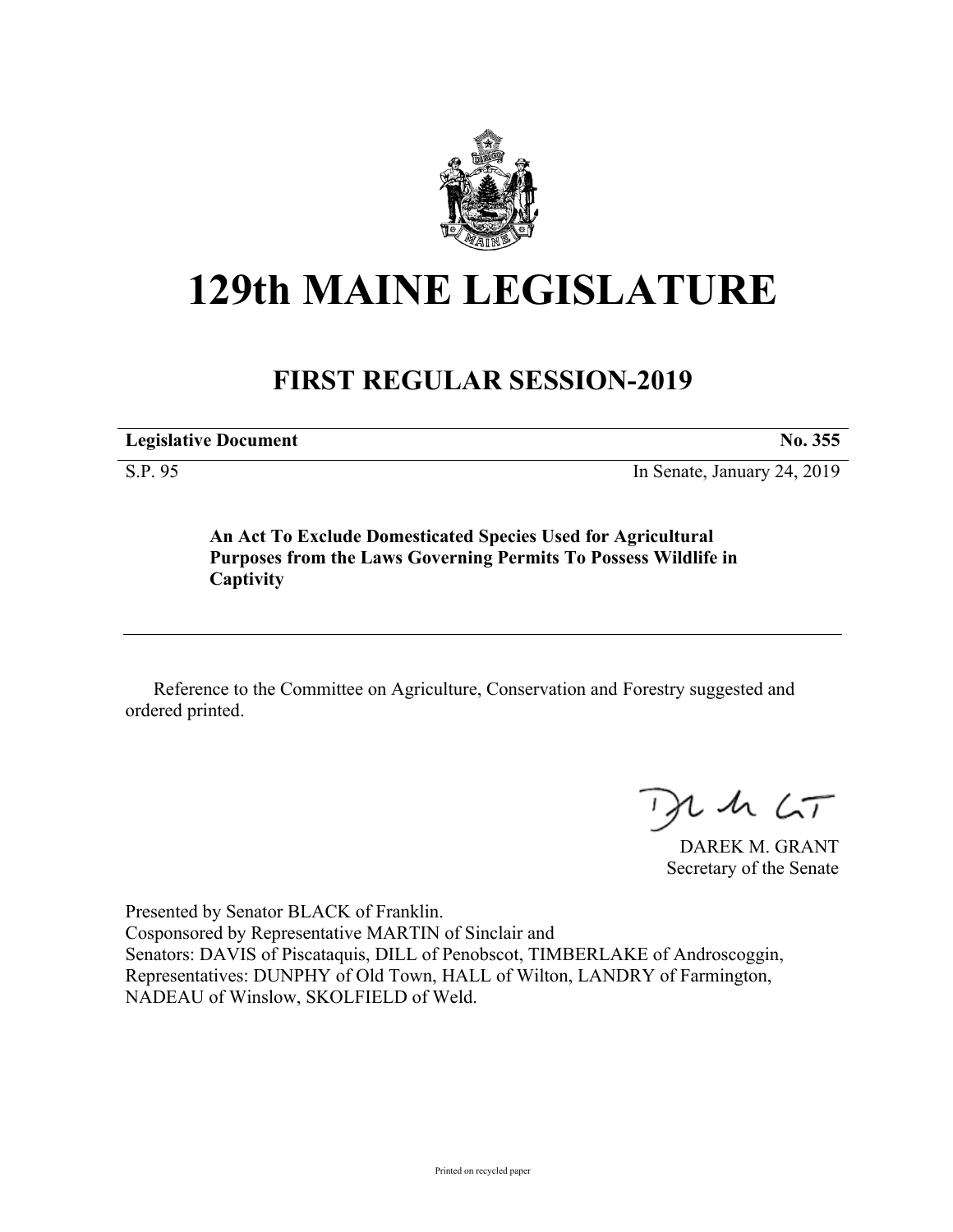# 129th MAINE LEGISLATURE

## FIRST REGULAR SESSION-2019

| **Legislative Document** | **No. 355** |
| --- | --- |
| S.P. 95 | In Senate, January 24, 2019 |

**An Act To Exclude Domesticated Species Used for Agricultural Purposes from the Laws Governing Permits To Possess Wildlife in Captivity**

---

Reference to the Committee on Agriculture, Conservation and Forestry suggested and ordered printed.

DAREK M. GRANT
Secretary of the Senate

Presented by Senator BLACK of Franklin.
Cosponsored by Representative MARTIN of Sinclair and
Senators: DAVIS of Piscataquis, DILL of Penobscot, TIMBERLAKE of Androscoggin, Representatives: DUNPHY of Old Town, HALL of Wilton, LANDRY of Farmington, NADEAU of Winslow, SKOLFIELD of Weld.

Printed on recycled paper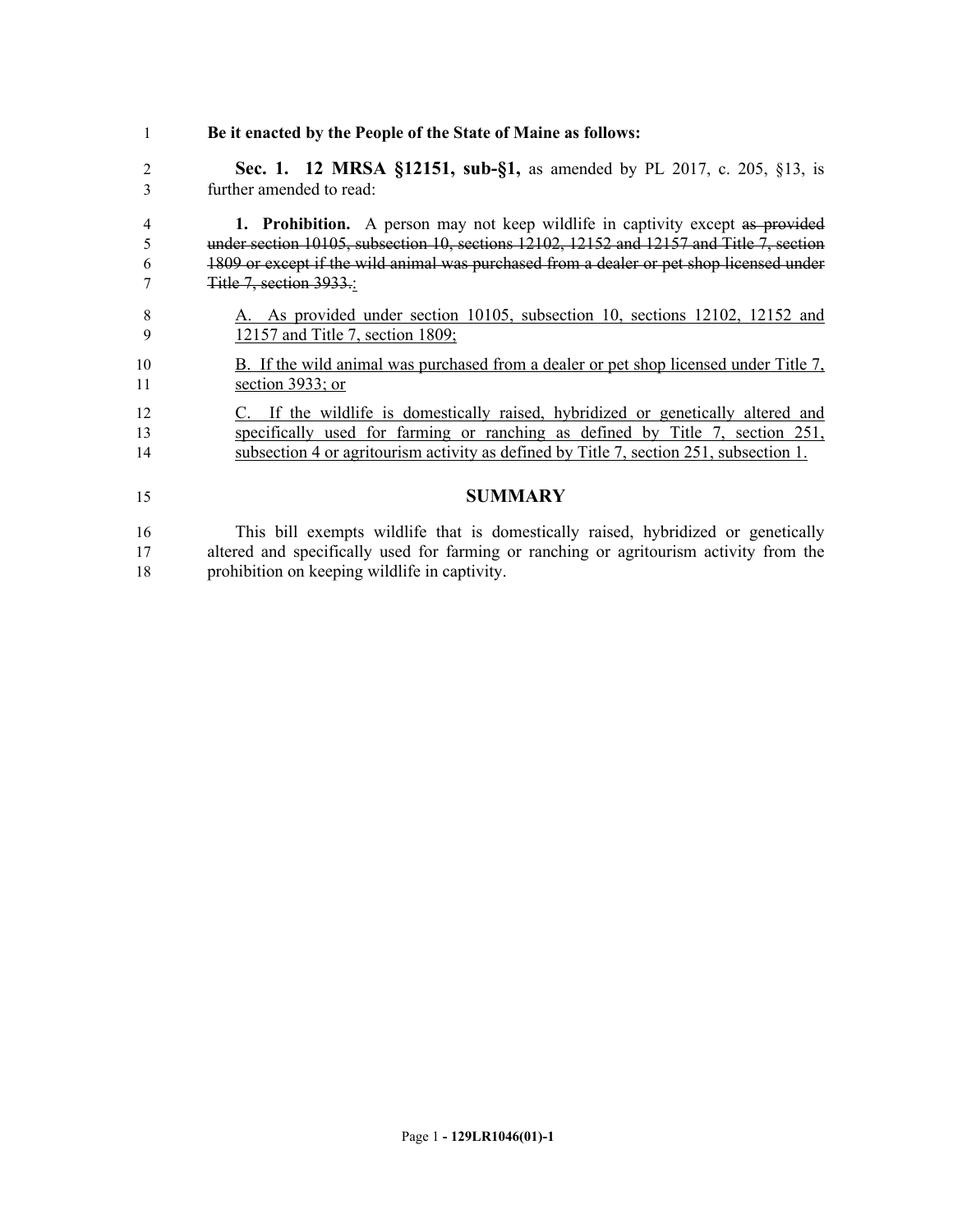**Be it enacted by the People of the State of Maine as follows:**

**Sec. 1. 12 MRSA §12151, sub-§1,** as amended by PL 2017, c. 205, §13, is further amended to read:

**1. Prohibition.** A person may not keep wildlife in captivity except ~~as provided under section 10105, subsection 10, sections 12102, 12152 and 12157 and Title 7, section 1809 or except if the wild animal was purchased from a dealer or pet shop licensed under Title 7, section 3933.~~:

A. As provided under section 10105, subsection 10, sections 12102, 12152 and 12157 and Title 7, section 1809;

B. If the wild animal was purchased from a dealer or pet shop licensed under Title 7, section 3933; or

C. If the wildlife is domestically raised, hybridized or genetically altered and specifically used for farming or ranching as defined by Title 7, section 251, subsection 4 or agritourism activity as defined by Title 7, section 251, subsection 1.

## SUMMARY

This bill exempts wildlife that is domestically raised, hybridized or genetically altered and specifically used for farming or ranching or agritourism activity from the prohibition on keeping wildlife in captivity.